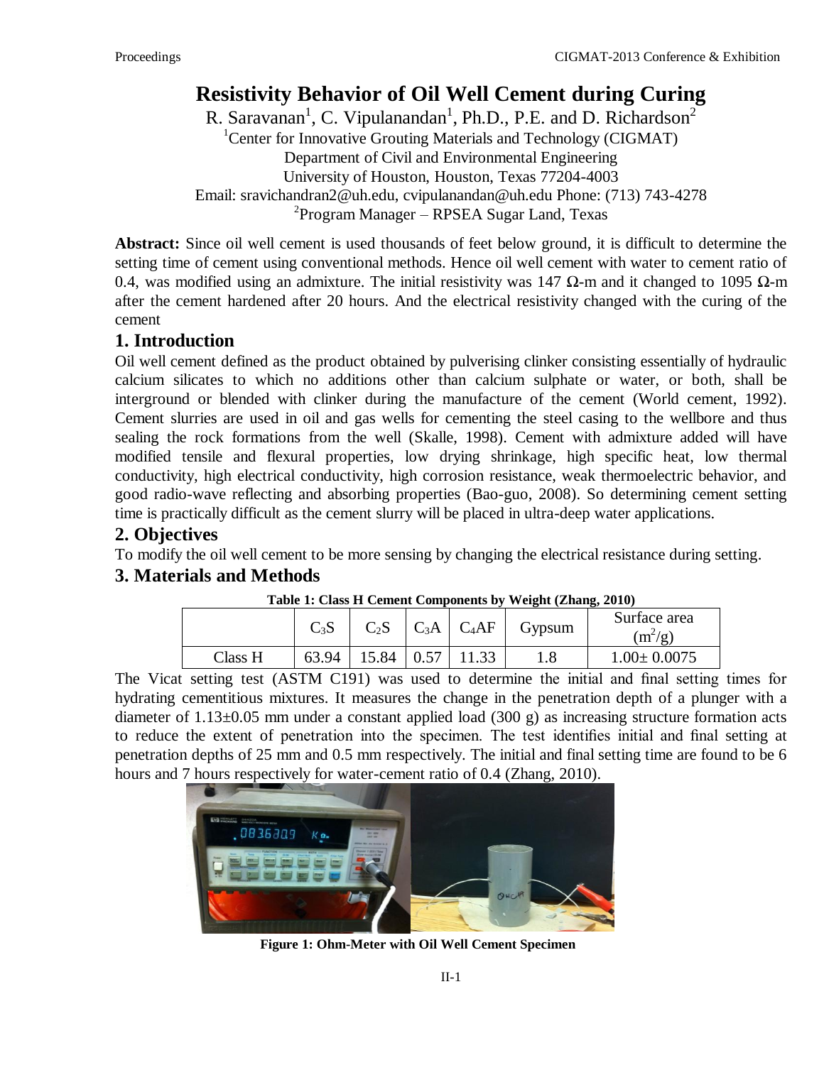# Resistivity Behavior of Oil Well Cement during Curing

R. Saravanan[1], C. Vipulanandan[1], Ph.D., P.E. and D. Richardson[2]

[1]Center for Innovative Grouting Materials and Technology (CIGMAT)
Department of Civil and Environmental Engineering
University of Houston, Houston, Texas 77204-4003
Email: sravichandran2@uh.edu, cvipulanandan@uh.edu Phone: (713) 743-4278
[2]Program Manager – RPSEA Sugar Land, Texas

**Abstract:** Since oil well cement is used thousands of feet below ground, it is difficult to determine the setting time of cement using conventional methods. Hence oil well cement with water to cement ratio of 0.4, was modified using an admixture. The initial resistivity was 147 Ω-m and it changed to 1095 Ω-m after the cement hardened after 20 hours. And the electrical resistivity changed with the curing of the cement

## 1. Introduction

Oil well cement defined as the product obtained by pulverising clinker consisting essentially of hydraulic calcium silicates to which no additions other than calcium sulphate or water, or both, shall be interground or blended with clinker during the manufacture of the cement (World cement, 1992). Cement slurries are used in oil and gas wells for cementing the steel casing to the wellbore and thus sealing the rock formations from the well (Skalle, 1998). Cement with admixture added will have modified tensile and flexural properties, low drying shrinkage, high specific heat, low thermal conductivity, high electrical conductivity, high corrosion resistance, weak thermoelectric behavior, and good radio-wave reflecting and absorbing properties (Bao-guo, 2008). So determining cement setting time is practically difficult as the cement slurry will be placed in ultra-deep water applications.

## 2. Objectives

To modify the oil well cement to be more sensing by changing the electrical resistance during setting.

## 3. Materials and Methods

**Table 1: Class H Cement Components by Weight (Zhang, 2010)**

| | $C_3S$ | $C_2S$ | $C_3A$ | $C_4AF$ | Gypsum | Surface area ($m^2/g$) |
|---|---|---|---|---|---|---|
| Class H | 63.94 | 15.84 | 0.57 | 11.33 | 1.8 | 1.00± 0.0075 |

The Vicat setting test (ASTM C191) was used to determine the initial and final setting times for hydrating cementitious mixtures. It measures the change in the penetration depth of a plunger with a diameter of 1.13±0.05 mm under a constant applied load (300 g) as increasing structure formation acts to reduce the extent of penetration into the specimen. The test identifies initial and final setting at penetration depths of 25 mm and 0.5 mm respectively. The initial and final setting time are found to be 6 hours and 7 hours respectively for water-cement ratio of 0.4 (Zhang, 2010).

**Figure 1: Ohm-Meter with Oil Well Cement Specimen**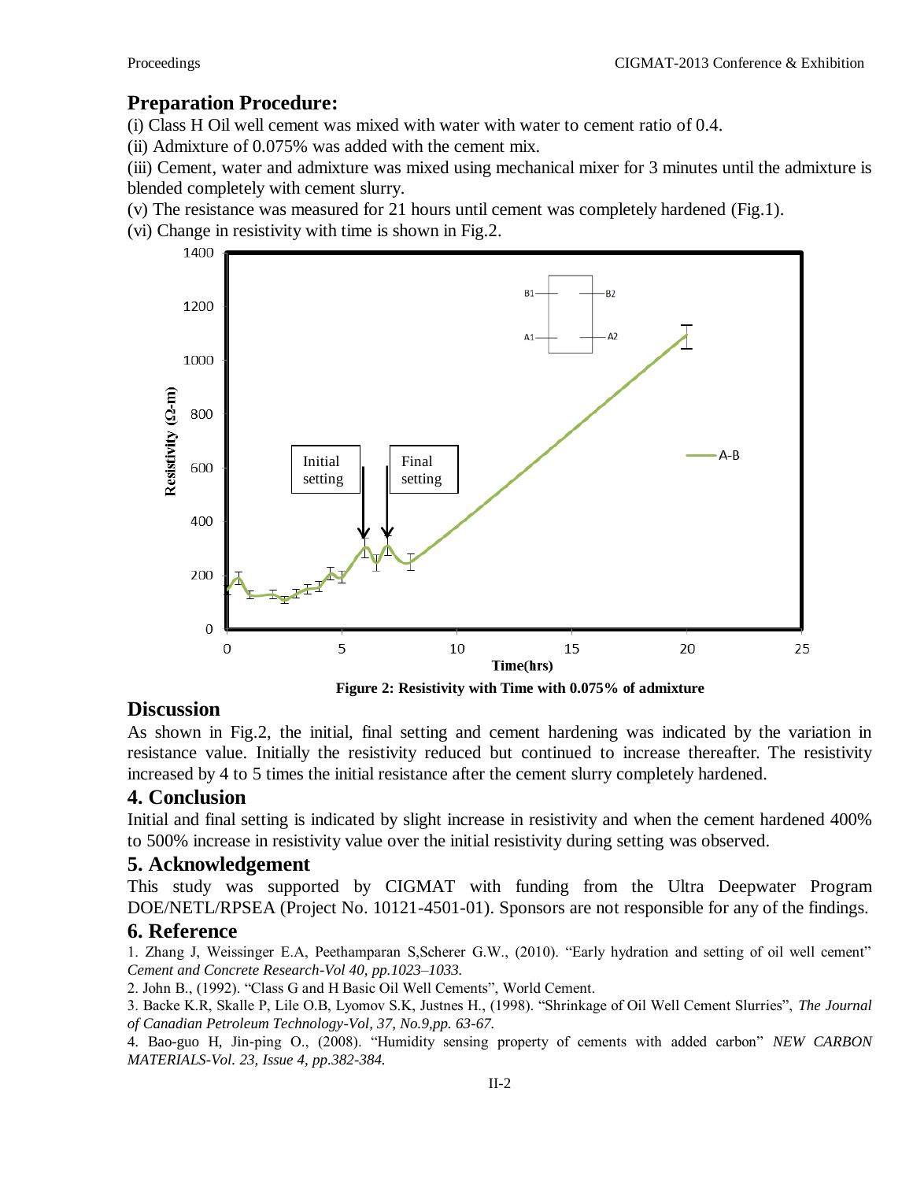## Preparation Procedure:

(i) Class H Oil well cement was mixed with water with water to cement ratio of 0.4.

(ii) Admixture of 0.075% was added with the cement mix.

(iii) Cement, water and admixture was mixed using mechanical mixer for 3 minutes until the admixture is blended completely with cement slurry.

(v) The resistance was measured for 21 hours until cement was completely hardened (Fig.1).

(vi) Change in resistivity with time is shown in Fig.2.

1400
1200
1000
800
600
400
200
0

Resistivity (Ω-m)

0
5
10
15
20
25

Time(hrs)

B1
B2
A1
A2

Initial setting

Final setting

A-B

**Figure 2: Resistivity with Time with 0.075% of admixture**

## Discussion

As shown in Fig.2, the initial, final setting and cement hardening was indicated by the variation in resistance value. Initially the resistivity reduced but continued to increase thereafter. The resistivity increased by 4 to 5 times the initial resistance after the cement slurry completely hardened.

## 4. Conclusion

Initial and final setting is indicated by slight increase in resistivity and when the cement hardened 400% to 500% increase in resistivity value over the initial resistivity during setting was observed.

## 5. Acknowledgement

This study was supported by CIGMAT with funding from the Ultra Deepwater Program DOE/NETL/RPSEA (Project No. 10121-4501-01). Sponsors are not responsible for any of the findings.

## 6. Reference

1. Zhang J, Weissinger E.A, Peethamparan S,Scherer G.W., (2010). "Early hydration and setting of oil well cement" *Cement and Concrete Research-Vol 40, pp.1023–1033.*
2. John B., (1992). "Class G and H Basic Oil Well Cements", World Cement.
3. Backe K.R, Skalle P, Lile O.B, Lyomov S.K, Justnes H., (1998). "Shrinkage of Oil Well Cement Slurries", *The Journal of Canadian Petroleum Technology-Vol, 37, No.9,pp. 63-67.*
4. Bao-guo H, Jin-ping O., (2008). "Humidity sensing property of cements with added carbon" *NEW CARBON MATERIALS-Vol. 23, Issue 4, pp.382-384.*